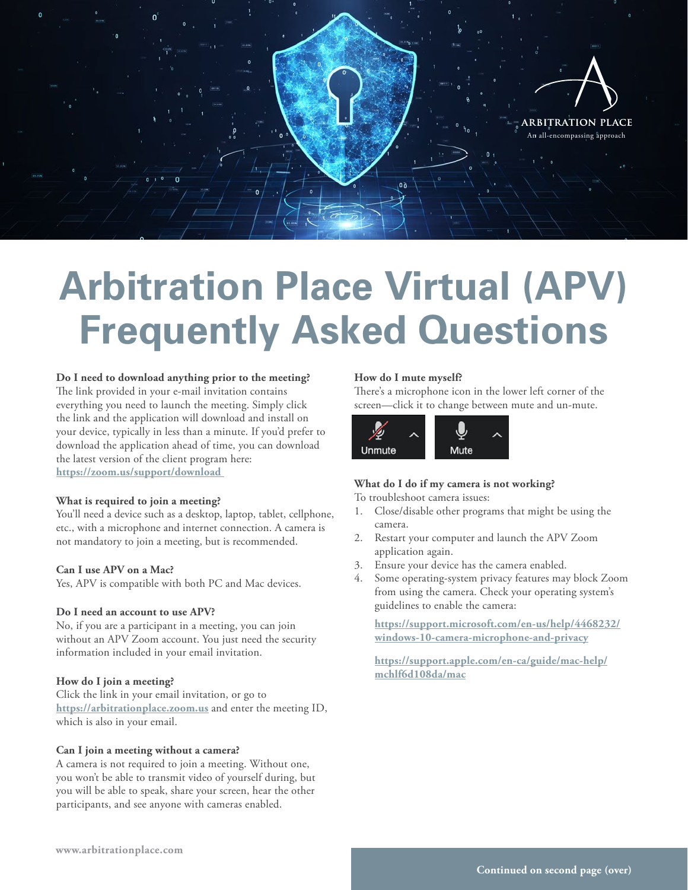ARBITRATION PLACE

An all-encompassing approach

# Arbitration Place Virtual (APV) Frequently Asked Questions

**Do I need to download anything prior to the meeting?**
The link provided in your e-mail invitation contains everything you need to launch the meeting. Simply click the link and the application will download and install on your device, typically in less than a minute. If you'd prefer to download the application ahead of time, you can download the latest version of the client program here: https://zoom.us/support/download

**What is required to join a meeting?**
You'll need a device such as a desktop, laptop, tablet, cellphone, etc., with a microphone and internet connection. A camera is not mandatory to join a meeting, but is recommended.

**Can I use APV on a Mac?**
Yes, APV is compatible with both PC and Mac devices.

**Do I need an account to use APV?**
No, if you are a participant in a meeting, you can join without an APV Zoom account. You just need the security information included in your email invitation.

**How do I join a meeting?**
Click the link in your email invitation, or go to https://arbitrationplace.zoom.us and enter the meeting ID, which is also in your email.

**Can I join a meeting without a camera?**
A camera is not required to join a meeting. Without one, you won't be able to transmit video of yourself during, but you will be able to speak, share your screen, hear the other participants, and see anyone with cameras enabled.

**How do I mute myself?**
There's a microphone icon in the lower left corner of the screen—click it to change between mute and un-mute.

Unmute | Mute

**What do I do if my camera is not working?**
To troubleshoot camera issues:

1. Close/disable other programs that might be using the camera.
2. Restart your computer and launch the APV Zoom application again.
3. Ensure your device has the camera enabled.
4. Some operating-system privacy features may block Zoom from using the camera. Check your operating system's guidelines to enable the camera:

   https://support.microsoft.com/en-us/help/4468232/windows-10-camera-microphone-and-privacy

   https://support.apple.com/en-ca/guide/mac-help/mchlf6d108da/mac

www.arbitrationplace.com

**Continued on second page (over)**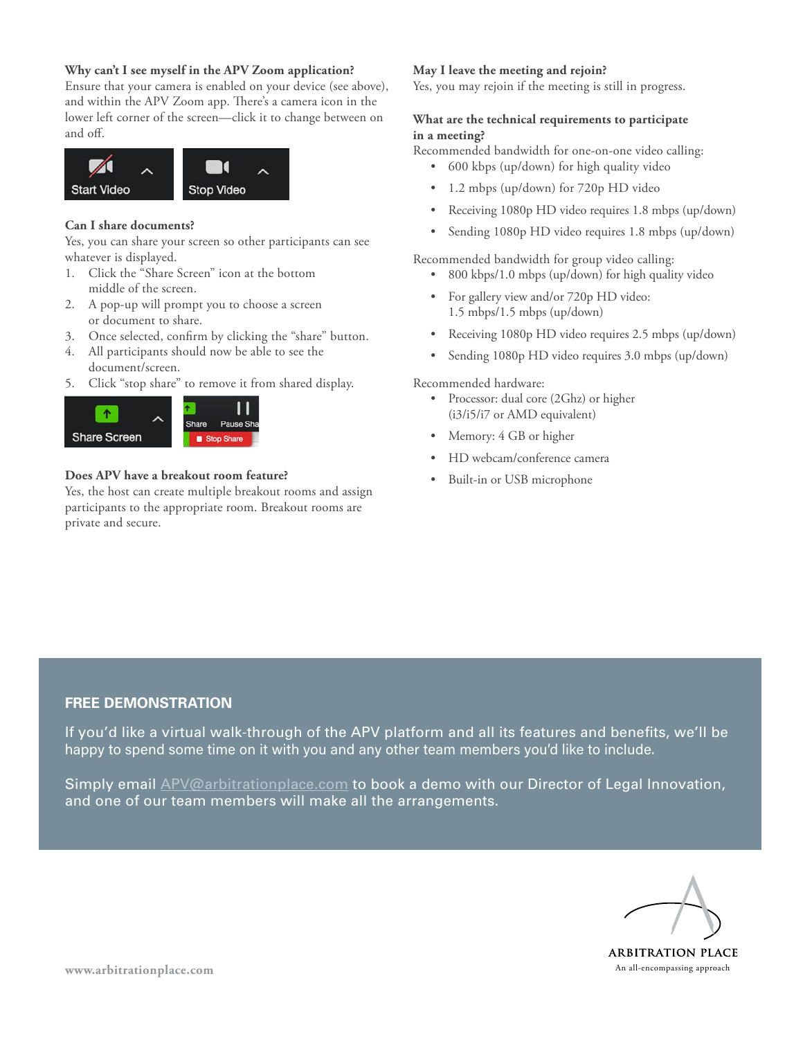**Why can't I see myself in the APV Zoom application?**
Ensure that your camera is enabled on your device (see above), and within the APV Zoom app. There's a camera icon in the lower left corner of the screen—click it to change between on and off.

Start Video

Stop Video

**Can I share documents?**
Yes, you can share your screen so other participants can see whatever is displayed.

1. Click the "Share Screen" icon at the bottom middle of the screen.
2. A pop-up will prompt you to choose a screen or document to share.
3. Once selected, confirm by clicking the "share" button.
4. All participants should now be able to see the document/screen.
5. Click "stop share" to remove it from shared display.

Share Screen

Share Pause Sha
Stop Share

**Does APV have a breakout room feature?**
Yes, the host can create multiple breakout rooms and assign participants to the appropriate room. Breakout rooms are private and secure.

**May I leave the meeting and rejoin?**
Yes, you may rejoin if the meeting is still in progress.

**What are the technical requirements to participate in a meeting?**
Recommended bandwidth for one-on-one video calling:

- 600 kbps (up/down) for high quality video
- 1.2 mbps (up/down) for 720p HD video
- Receiving 1080p HD video requires 1.8 mbps (up/down)
- Sending 1080p HD video requires 1.8 mbps (up/down)

Recommended bandwidth for group video calling:

- 800 kbps/1.0 mbps (up/down) for high quality video
- For gallery view and/or 720p HD video: 1.5 mbps/1.5 mbps (up/down)
- Receiving 1080p HD video requires 2.5 mbps (up/down)
- Sending 1080p HD video requires 3.0 mbps (up/down)

Recommended hardware:

- Processor: dual core (2Ghz) or higher (i3/i5/i7 or AMD equivalent)
- Memory: 4 GB or higher
- HD webcam/conference camera
- Built-in or USB microphone

## FREE DEMONSTRATION

If you'd like a virtual walk-through of the APV platform and all its features and benefits, we'll be happy to spend some time on it with you and any other team members you'd like to include.

Simply email APV@arbitrationplace.com to book a demo with our Director of Legal Innovation, and one of our team members will make all the arrangements.

www.arbitrationplace.com

ARBITRATION PLACE
An all-encompassing approach